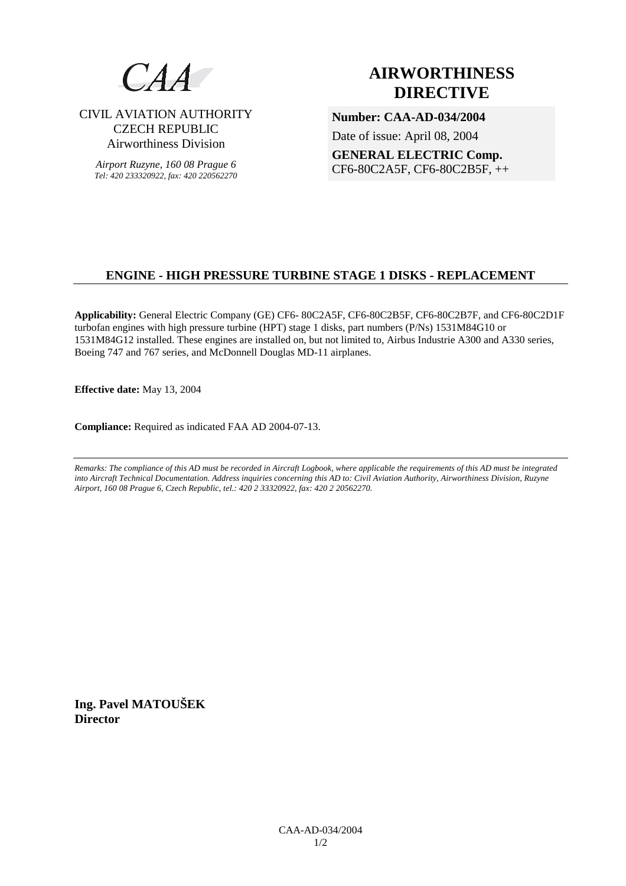CAA

CIVIL AVIATION AUTHORITY
CZECH REPUBLIC
Airworthiness Division

*Airport Ruzyne, 160 08 Prague 6*
*Tel: 420 233320922, fax: 420 220562270*

# AIRWORTHINESS DIRECTIVE

**Number: CAA-AD-034/2004**

Date of issue: April 08, 2004

**GENERAL ELECTRIC Comp.**
CF6-80C2A5F, CF6-80C2B5F, ++

## ENGINE - HIGH PRESSURE TURBINE STAGE 1 DISKS - REPLACEMENT

**Applicability:** General Electric Company (GE) CF6- 80C2A5F, CF6-80C2B5F, CF6-80C2B7F, and CF6-80C2D1F turbofan engines with high pressure turbine (HPT) stage 1 disks, part numbers (P/Ns) 1531M84G10 or 1531M84G12 installed. These engines are installed on, but not limited to, Airbus Industrie A300 and A330 series, Boeing 747 and 767 series, and McDonnell Douglas MD-11 airplanes.

**Effective date:** May 13, 2004

**Compliance:** Required as indicated FAA AD 2004-07-13.

*Remarks: The compliance of this AD must be recorded in Aircraft Logbook, where applicable the requirements of this AD must be integrated into Aircraft Technical Documentation. Address inquiries concerning this AD to: Civil Aviation Authority, Airworthiness Division, Ruzyne Airport, 160 08 Prague 6, Czech Republic, tel.: 420 2 33320922, fax: 420 2 20562270.*

**Ing. Pavel MATOUŠEK**
**Director**

CAA-AD-034/2004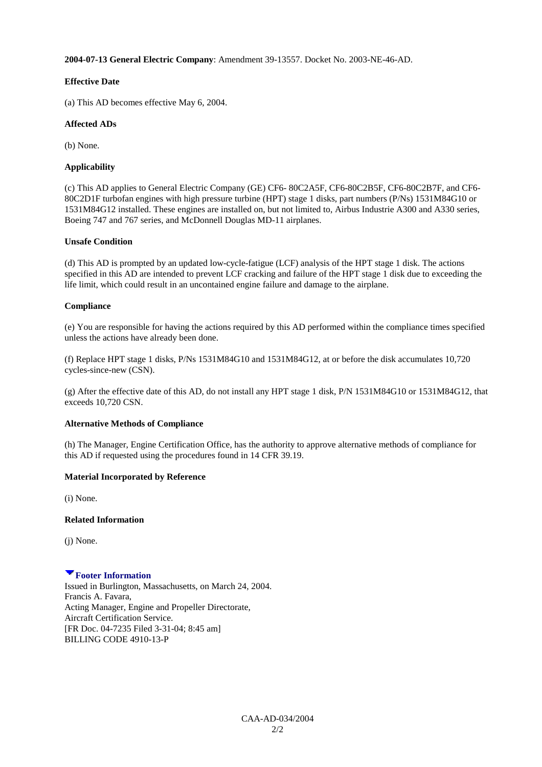**2004-07-13 General Electric Company**: Amendment 39-13557. Docket No. 2003-NE-46-AD.

**Effective Date**

(a) This AD becomes effective May 6, 2004.

**Affected ADs**

(b) None.

**Applicability**

(c) This AD applies to General Electric Company (GE) CF6- 80C2A5F, CF6-80C2B5F, CF6-80C2B7F, and CF6-80C2D1F turbofan engines with high pressure turbine (HPT) stage 1 disks, part numbers (P/Ns) 1531M84G10 or 1531M84G12 installed. These engines are installed on, but not limited to, Airbus Industrie A300 and A330 series, Boeing 747 and 767 series, and McDonnell Douglas MD-11 airplanes.

**Unsafe Condition**

(d) This AD is prompted by an updated low-cycle-fatigue (LCF) analysis of the HPT stage 1 disk. The actions specified in this AD are intended to prevent LCF cracking and failure of the HPT stage 1 disk due to exceeding the life limit, which could result in an uncontained engine failure and damage to the airplane.

**Compliance**

(e) You are responsible for having the actions required by this AD performed within the compliance times specified unless the actions have already been done.

(f) Replace HPT stage 1 disks, P/Ns 1531M84G10 and 1531M84G12, at or before the disk accumulates 10,720 cycles-since-new (CSN).

(g) After the effective date of this AD, do not install any HPT stage 1 disk, P/N 1531M84G10 or 1531M84G12, that exceeds 10,720 CSN.

**Alternative Methods of Compliance**

(h) The Manager, Engine Certification Office, has the authority to approve alternative methods of compliance for this AD if requested using the procedures found in 14 CFR 39.19.

**Material Incorporated by Reference**

(i) None.

**Related Information**

(j) None.

**Footer Information**

Issued in Burlington, Massachusetts, on March 24, 2004.
Francis A. Favara,
Acting Manager, Engine and Propeller Directorate,
Aircraft Certification Service.
[FR Doc. 04-7235 Filed 3-31-04; 8:45 am]
BILLING CODE 4910-13-P